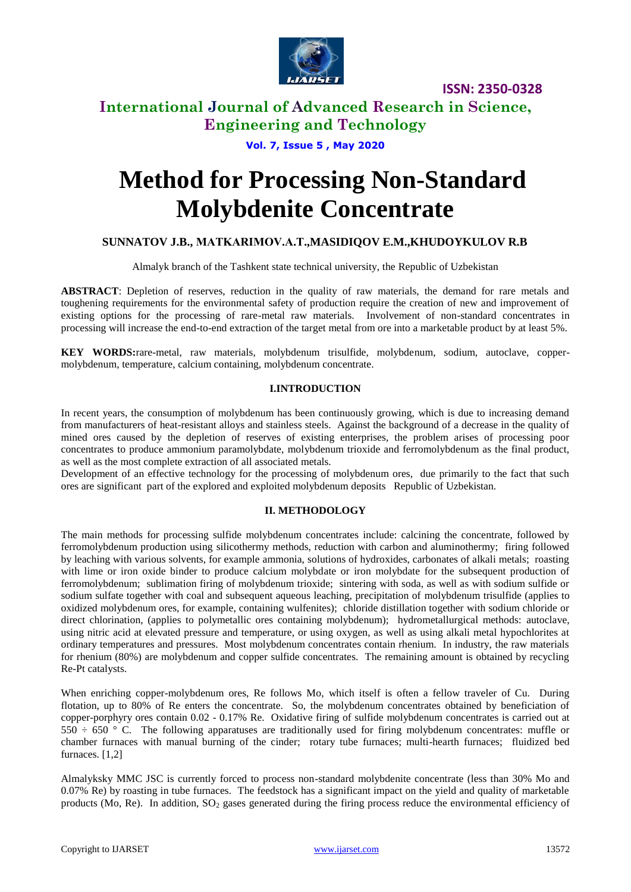# Method for Processing Non-Standard Molybdenite Concentrate

**SUNNATOV J.B., MATKARIMOV.A.T.,MASIDIQOV E.M.,KHUDOYKULOV R.B**

Almalyk branch of the Tashkent state technical university, the Republic of Uzbekistan

**ABSTRACT**: Depletion of reserves, reduction in the quality of raw materials, the demand for rare metals and toughening requirements for the environmental safety of production require the creation of new and improvement of existing options for the processing of rare-metal raw materials. Involvement of non-standard concentrates in processing will increase the end-to-end extraction of the target metal from ore into a marketable product by at least 5%.

**KEY WORDS:**rare-metal, raw materials, molybdenum trisulfide, molybdenum, sodium, autoclave, copper-molybdenum, temperature, calcium containing, molybdenum concentrate.

## I.INTRODUCTION

In recent years, the consumption of molybdenum has been continuously growing, which is due to increasing demand from manufacturers of heat-resistant alloys and stainless steels. Against the background of a decrease in the quality of mined ores caused by the depletion of reserves of existing enterprises, the problem arises of processing poor concentrates to produce ammonium paramolybdate, molybdenum trioxide and ferromolybdenum as the final product, as well as the most complete extraction of all associated metals.

Development of an effective technology for the processing of molybdenum ores, due primarily to the fact that such ores are significant part of the explored and exploited molybdenum deposits Republic of Uzbekistan.

## II. METHODOLOGY

The main methods for processing sulfide molybdenum concentrates include: calcining the concentrate, followed by ferromolybdenum production using silicothermy methods, reduction with carbon and aluminothermy; firing followed by leaching with various solvents, for example ammonia, solutions of hydroxides, carbonates of alkali metals; roasting with lime or iron oxide binder to produce calcium molybdate or iron molybdate for the subsequent production of ferromolybdenum; sublimation firing of molybdenum trioxide; sintering with soda, as well as with sodium sulfide or sodium sulfate together with coal and subsequent aqueous leaching, precipitation of molybdenum trisulfide (applies to oxidized molybdenum ores, for example, containing wulfenites); chloride distillation together with sodium chloride or direct chlorination, (applies to polymetallic ores containing molybdenum); hydrometallurgical methods: autoclave, using nitric acid at elevated pressure and temperature, or using oxygen, as well as using alkali metal hypochlorites at ordinary temperatures and pressures. Most molybdenum concentrates contain rhenium. In industry, the raw materials for rhenium (80%) are molybdenum and copper sulfide concentrates. The remaining amount is obtained by recycling Re-Pt catalysts.

When enriching copper-molybdenum ores, Re follows Mo, which itself is often a fellow traveler of Cu. During flotation, up to 80% of Re enters the concentrate. So, the molybdenum concentrates obtained by beneficiation of copper-porphyry ores contain 0.02 - 0.17% Re. Oxidative firing of sulfide molybdenum concentrates is carried out at 550 ÷ 650 ° C. The following apparatuses are traditionally used for firing molybdenum concentrates: muffle or chamber furnaces with manual burning of the cinder; rotary tube furnaces; multi-hearth furnaces; fluidized bed furnaces. [1,2]

Almalyksky MMC JSC is currently forced to process non-standard molybdenite concentrate (less than 30% Mo and 0.07% Re) by roasting in tube furnaces. The feedstock has a significant impact on the yield and quality of marketable products (Mo, Re). In addition, $SO_2$ gases generated during the firing process reduce the environmental efficiency of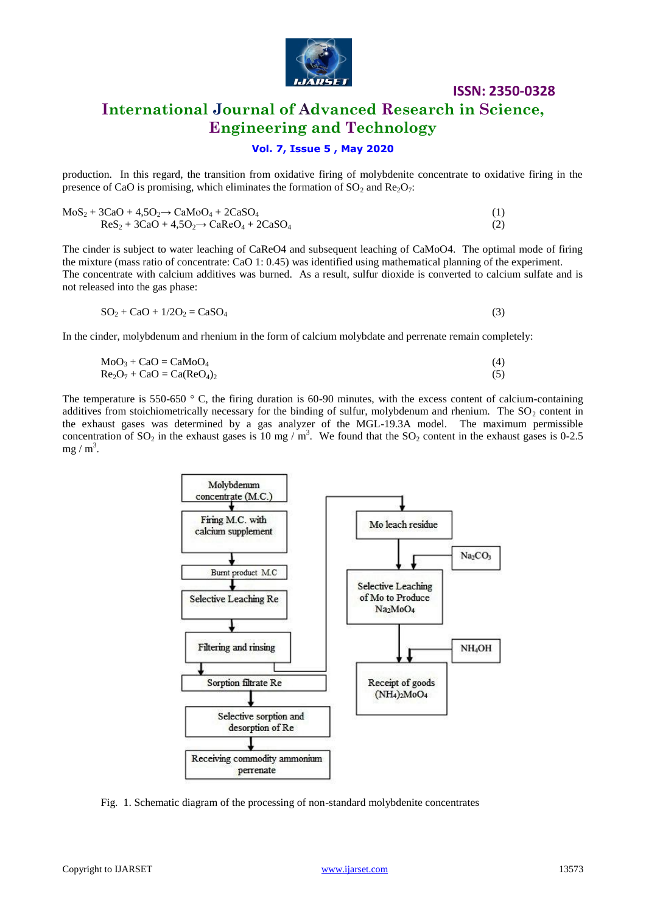production. In this regard, the transition from oxidative firing of molybdenite concentrate to oxidative firing in the presence of CaO is promising, which eliminates the formation of $SO_2$ and $Re_2O_7$:

$$MoS_2 + 3CaO + 4{,}5O_2 \rightarrow CaMoO_4 + 2CaSO_4 \quad (1)$$

$$ReS_2 + 3CaO + 4{,}5O_2 \rightarrow CaReO_4 + 2CaSO_4 \quad (2)$$

The cinder is subject to water leaching of CaReO4 and subsequent leaching of CaMoO4. The optimal mode of firing the mixture (mass ratio of concentrate: CaO 1: 0.45) was identified using mathematical planning of the experiment. The concentrate with calcium additives was burned. As a result, sulfur dioxide is converted to calcium sulfate and is not released into the gas phase:

$$SO_2 + CaO + 1/2O_2 = CaSO_4 \quad (3)$$

In the cinder, molybdenum and rhenium in the form of calcium molybdate and perrenate remain completely:

$$MoO_3 + CaO = CaMoO_4 \quad (4)$$

$$Re_2O_7 + CaO = Ca(ReO_4)_2 \quad (5)$$

The temperature is 550-650 ° C, the firing duration is 60-90 minutes, with the excess content of calcium-containing additives from stoichiometrically necessary for the binding of sulfur, molybdenum and rhenium. The $SO_2$ content in the exhaust gases was determined by a gas analyzer of the MGL-19.3A model. The maximum permissible concentration of $SO_2$ in the exhaust gases is 10 mg / $m^3$. We found that the $SO_2$ content in the exhaust gases is 0-2.5 mg / $m^3$.

Molybdenum concentrate (M.C.)

Firing M.C. with calcium supplement

Burnt product M.C

Selective Leaching Re

Filtering and rinsing

Sorption filtrate Re

Selective sorption and desorption of Re

Receiving commodity ammonium perrenate

Mo leach residue

$Na_2CO_3$

Selective Leaching of Mo to Produce $Na_2MoO_4$

$NH_4OH$

Receipt of goods $(NH_4)_2MoO_4$

Fig. 1. Schematic diagram of the processing of non-standard molybdenite concentrates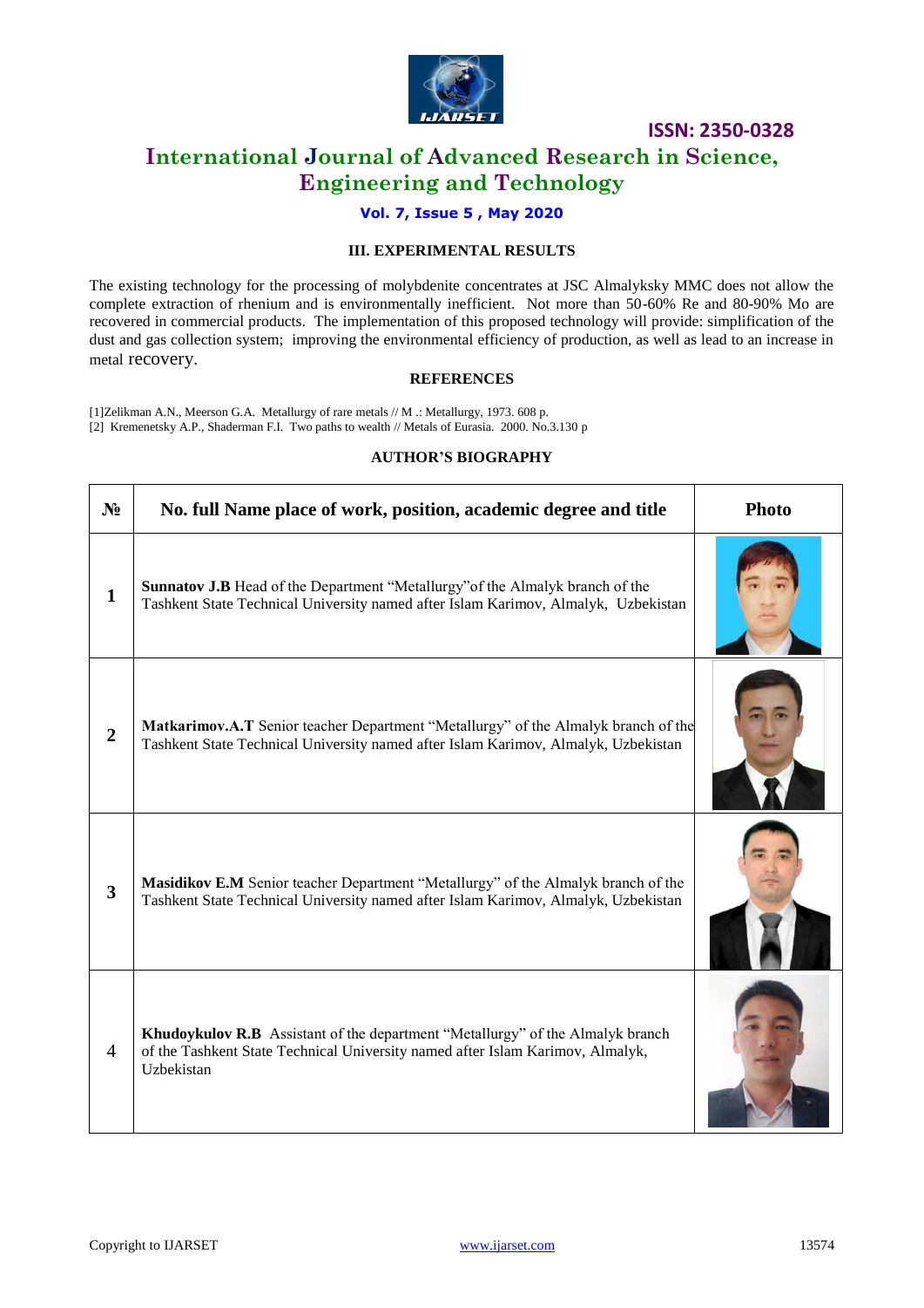### III. EXPERIMENTAL RESULTS

The existing technology for the processing of molybdenite concentrates at JSC Almalyksky MMC does not allow the complete extraction of rhenium and is environmentally inefficient. Not more than 50-60% Re and 80-90% Mo are recovered in commercial products. The implementation of this proposed technology will provide: simplification of the dust and gas collection system; improving the environmental efficiency of production, as well as lead to an increase in metal recovery.

### REFERENCES

[1]Zelikman A.N., Meerson G.A. Metallurgy of rare metals // M .: Metallurgy, 1973. 608 p.
[2] Kremenetsky A.P., Shaderman F.I. Two paths to wealth // Metals of Eurasia. 2000. No.3.130 p

### AUTHOR'S BIOGRAPHY

| № | No. full Name place of work, position, academic degree and title | Photo |
|---|---|---|
| 1 | **Sunnatov J.B** Head of the Department "Metallurgy"of the Almalyk branch of the Tashkent State Technical University named after Islam Karimov, Almalyk, Uzbekistan | |
| 2 | **Matkarimov.A.T** Senior teacher Department "Metallurgy" of the Almalyk branch of the Tashkent State Technical University named after Islam Karimov, Almalyk, Uzbekistan | |
| 3 | **Masidikov E.M** Senior teacher Department "Metallurgy" of the Almalyk branch of the Tashkent State Technical University named after Islam Karimov, Almalyk, Uzbekistan | |
| 4 | **Khudoykulov R.B** Assistant of the department "Metallurgy" of the Almalyk branch of the Tashkent State Technical University named after Islam Karimov, Almalyk, Uzbekistan | |